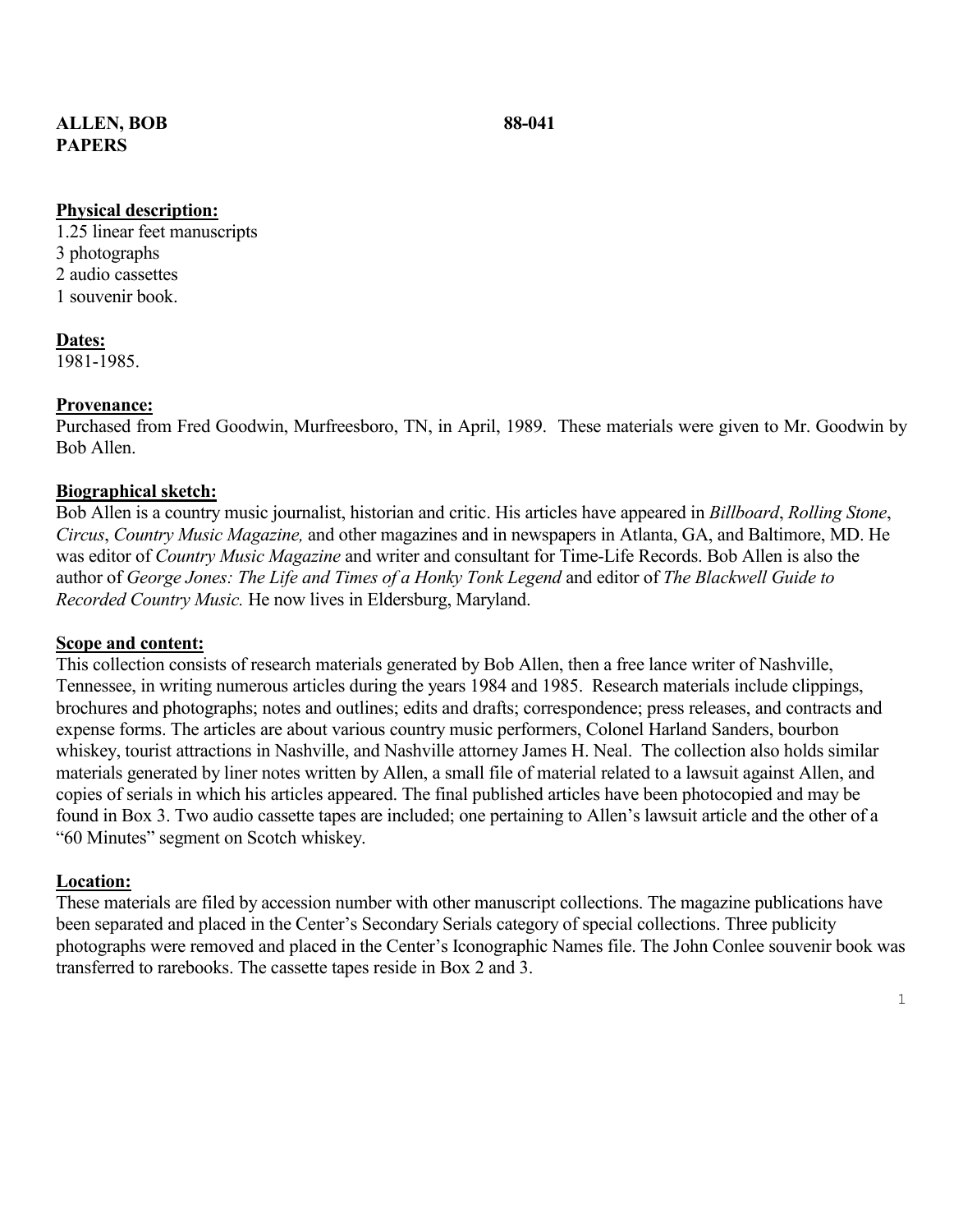**ALLEN, BOB** **88-041**
**PAPERS**

**Physical description:**
1.25 linear feet manuscripts
3 photographs
2 audio cassettes
1 souvenir book.

**Dates:**
1981-1985.

**Provenance:**
Purchased from Fred Goodwin, Murfreesboro, TN, in April, 1989. These materials were given to Mr. Goodwin by Bob Allen.

**Biographical sketch:**
Bob Allen is a country music journalist, historian and critic. His articles have appeared in *Billboard*, *Rolling Stone*, *Circus*, *Country Music Magazine,* and other magazines and in newspapers in Atlanta, GA, and Baltimore, MD. He was editor of *Country Music Magazine* and writer and consultant for Time-Life Records. Bob Allen is also the author of *George Jones: The Life and Times of a Honky Tonk Legend* and editor of *The Blackwell Guide to Recorded Country Music.* He now lives in Eldersburg, Maryland.

**Scope and content:**
This collection consists of research materials generated by Bob Allen, then a free lance writer of Nashville, Tennessee, in writing numerous articles during the years 1984 and 1985. Research materials include clippings, brochures and photographs; notes and outlines; edits and drafts; correspondence; press releases, and contracts and expense forms. The articles are about various country music performers, Colonel Harland Sanders, bourbon whiskey, tourist attractions in Nashville, and Nashville attorney James H. Neal. The collection also holds similar materials generated by liner notes written by Allen, a small file of material related to a lawsuit against Allen, and copies of serials in which his articles appeared. The final published articles have been photocopied and may be found in Box 3. Two audio cassette tapes are included; one pertaining to Allen's lawsuit article and the other of a "60 Minutes" segment on Scotch whiskey.

**Location:**
These materials are filed by accession number with other manuscript collections. The magazine publications have been separated and placed in the Center's Secondary Serials category of special collections. Three publicity photographs were removed and placed in the Center's Iconographic Names file. The John Conlee souvenir book was transferred to rarebooks. The cassette tapes reside in Box 2 and 3.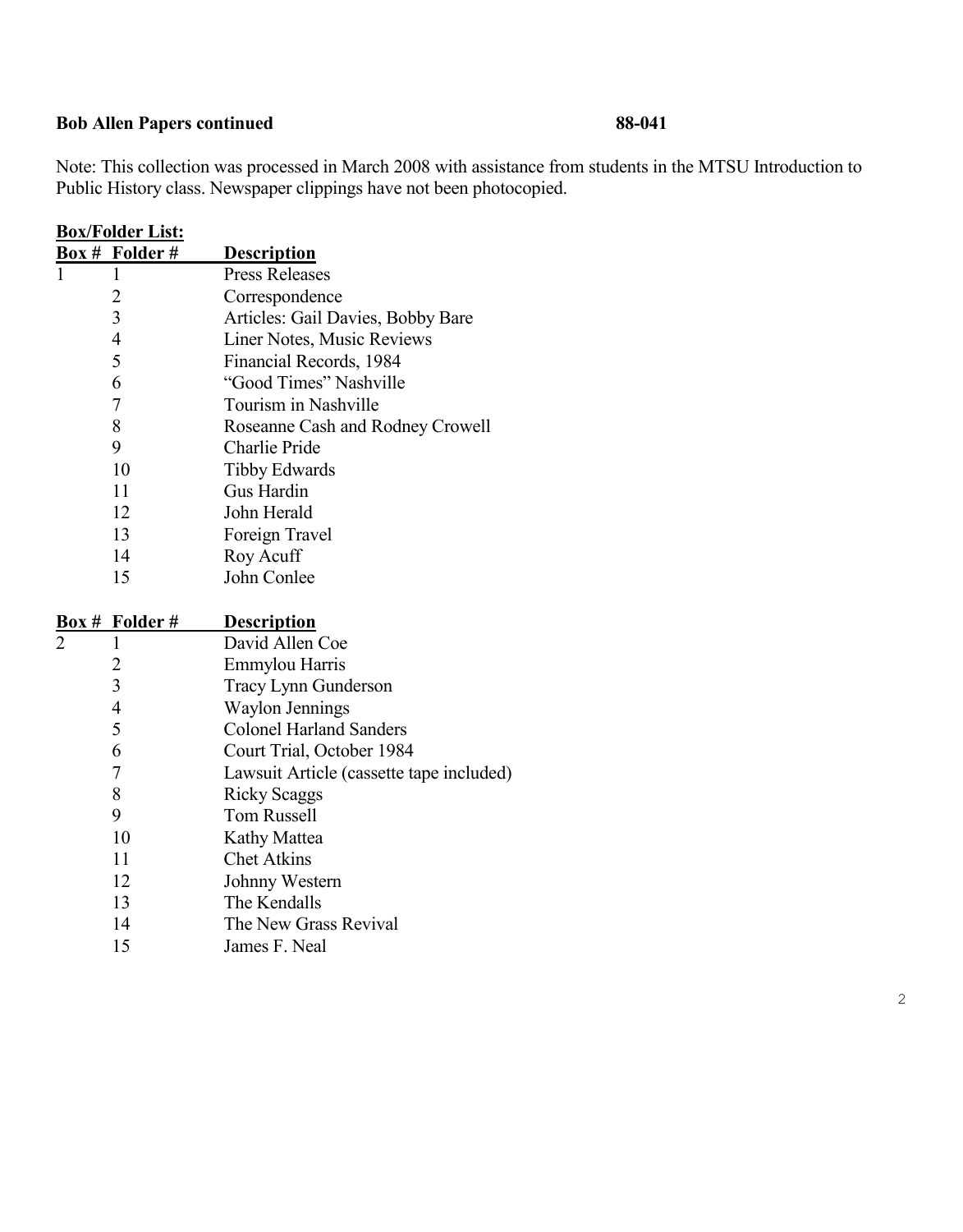**Bob Allen Papers continued** **88-041**

Note: This collection was processed in March 2008 with assistance from students in the MTSU Introduction to Public History class. Newspaper clippings have not been photocopied.

**Box/Folder List:**

| Box # | Folder # | Description |
|---|---|---|
| 1 | 1 | Press Releases |
| | 2 | Correspondence |
| | 3 | Articles: Gail Davies, Bobby Bare |
| | 4 | Liner Notes, Music Reviews |
| | 5 | Financial Records, 1984 |
| | 6 | "Good Times" Nashville |
| | 7 | Tourism in Nashville |
| | 8 | Roseanne Cash and Rodney Crowell |
| | 9 | Charlie Pride |
| | 10 | Tibby Edwards |
| | 11 | Gus Hardin |
| | 12 | John Herald |
| | 13 | Foreign Travel |
| | 14 | Roy Acuff |
| | 15 | John Conlee |

| Box # | Folder # | Description |
|---|---|---|
| 2 | 1 | David Allen Coe |
| | 2 | Emmylou Harris |
| | 3 | Tracy Lynn Gunderson |
| | 4 | Waylon Jennings |
| | 5 | Colonel Harland Sanders |
| | 6 | Court Trial, October 1984 |
| | 7 | Lawsuit Article (cassette tape included) |
| | 8 | Ricky Scaggs |
| | 9 | Tom Russell |
| | 10 | Kathy Mattea |
| | 11 | Chet Atkins |
| | 12 | Johnny Western |
| | 13 | The Kendalls |
| | 14 | The New Grass Revival |
| | 15 | James F. Neal |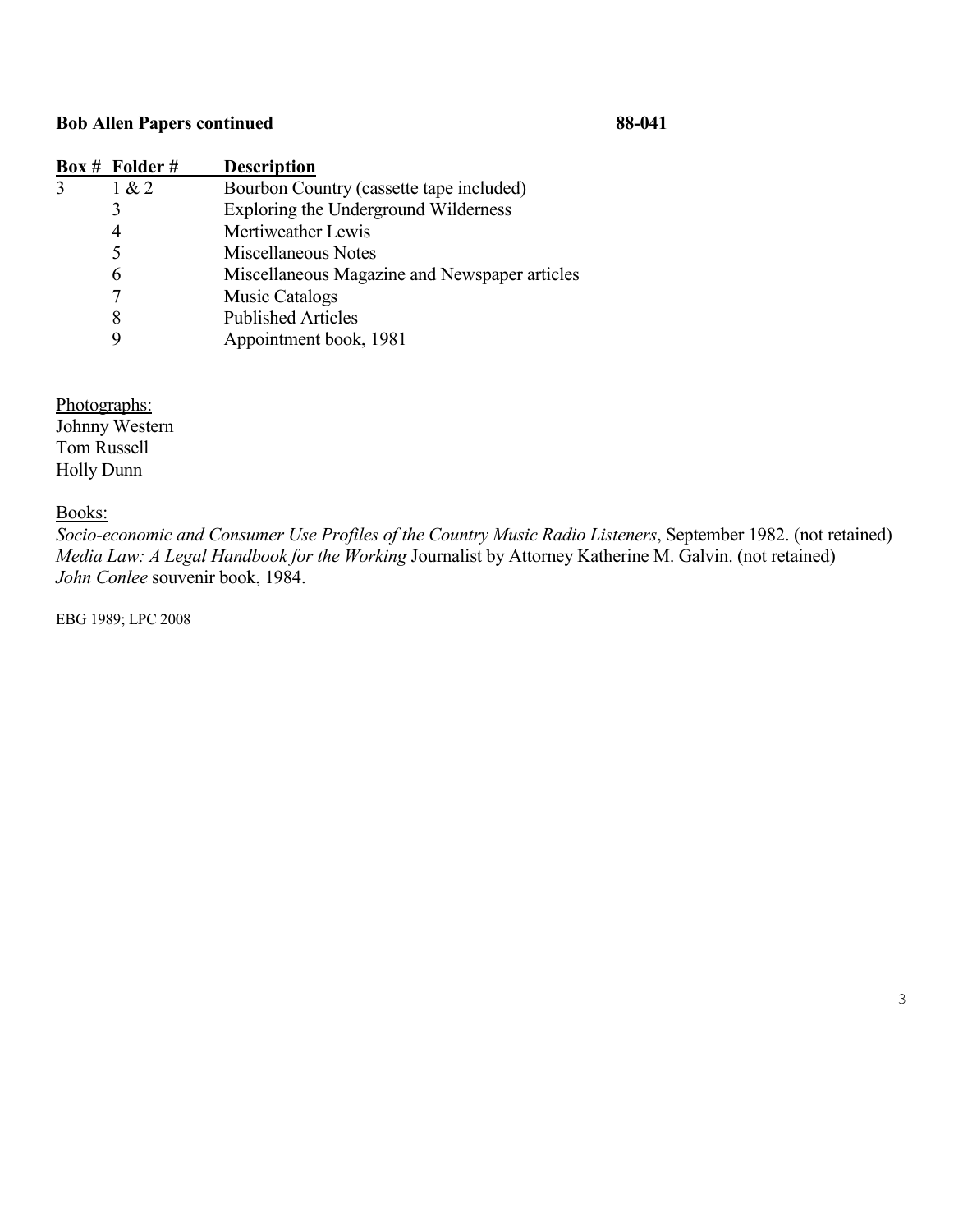**Bob Allen Papers continued** **88-041**

| Box # | Folder # | Description |
| --- | --- | --- |
| 3 | 1 & 2 | Bourbon Country (cassette tape included) |
| | 3 | Exploring the Underground Wilderness |
| | 4 | Mertiweather Lewis |
| | 5 | Miscellaneous Notes |
| | 6 | Miscellaneous Magazine and Newspaper articles |
| | 7 | Music Catalogs |
| | 8 | Published Articles |
| | 9 | Appointment book, 1981 |

Photographs:
Johnny Western
Tom Russell
Holly Dunn

Books:
*Socio-economic and Consumer Use Profiles of the Country Music Radio Listeners*, September 1982. (not retained)
*Media Law: A Legal Handbook for the Working* Journalist by Attorney Katherine M. Galvin. (not retained)
*John Conlee* souvenir book, 1984.

EBG 1989; LPC 2008